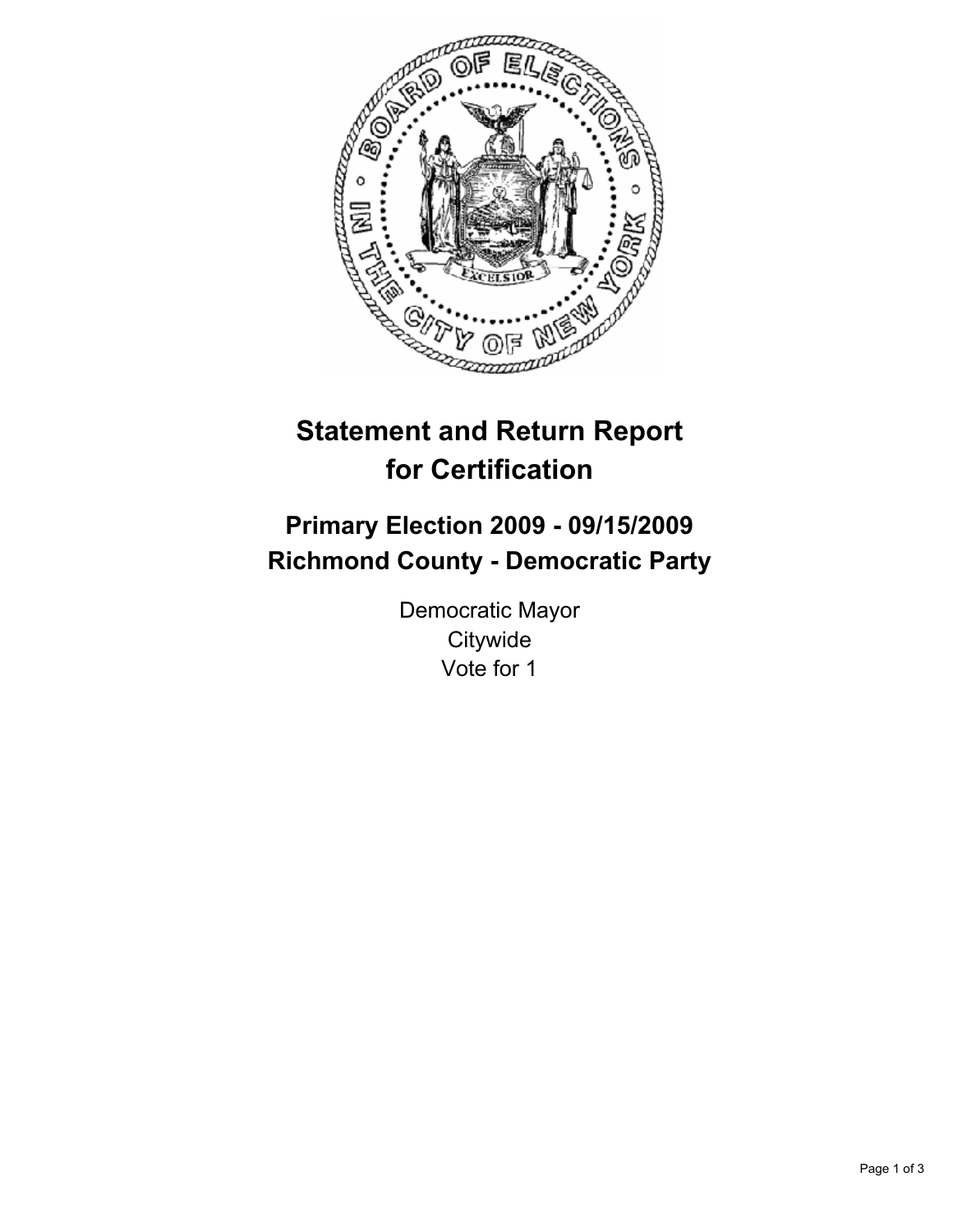# Statement and Return Report for Certification

## Primary Election 2009 - 09/15/2009
## Richmond County - Democratic Party

Democratic Mayor
Citywide
Vote for 1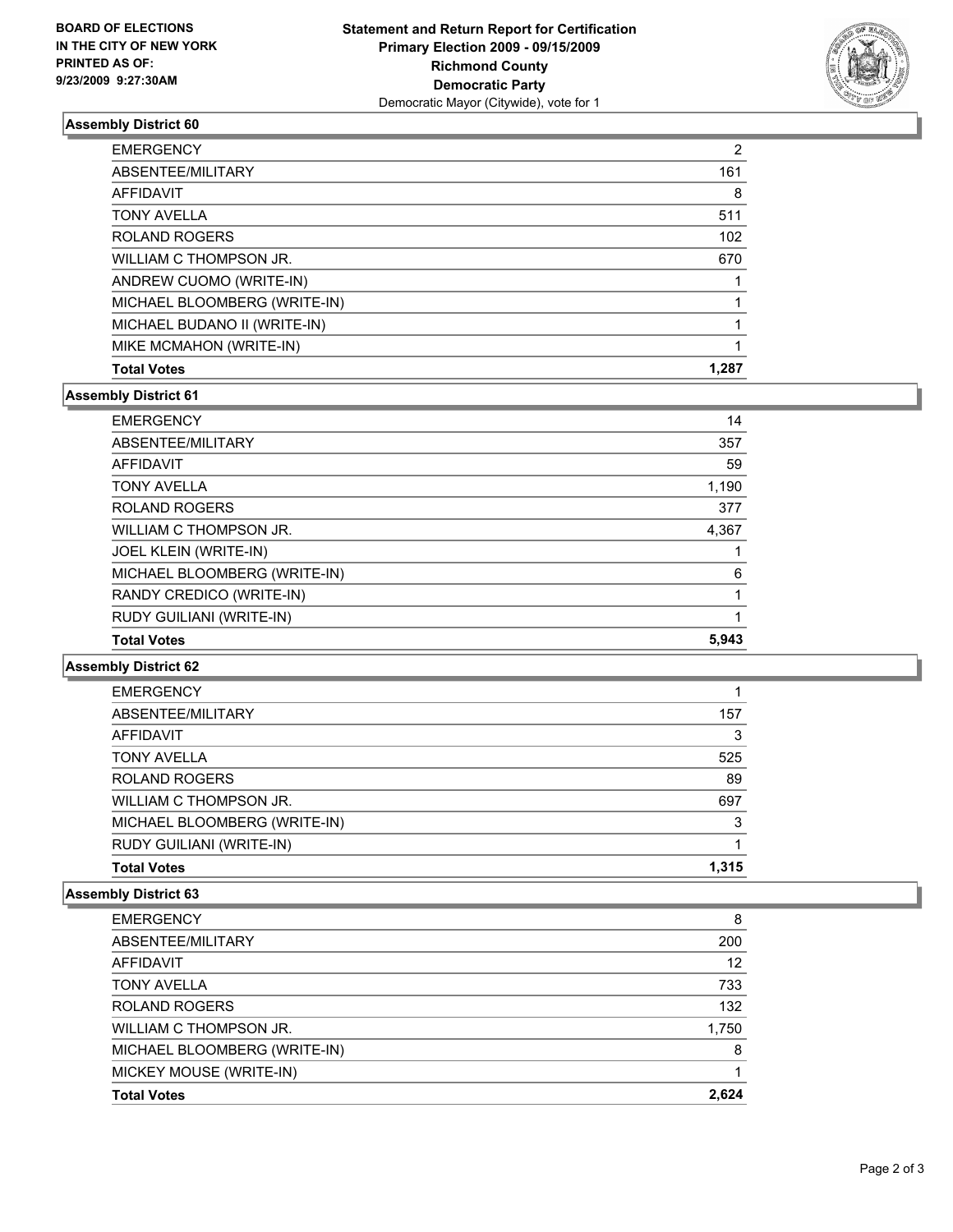**BOARD OF ELECTIONS**
**IN THE CITY OF NEW YORK**
**PRINTED AS OF:**
**9/23/2009 9:27:30AM**

**Statement and Return Report for Certification**
**Primary Election 2009 - 09/15/2009**
**Richmond County**
**Democratic Party**
Democratic Mayor (Citywide), vote for 1

### Assembly District 60

| | |
|---|---|
| EMERGENCY | 2 |
| ABSENTEE/MILITARY | 161 |
| AFFIDAVIT | 8 |
| TONY AVELLA | 511 |
| ROLAND ROGERS | 102 |
| WILLIAM C THOMPSON JR. | 670 |
| ANDREW CUOMO (WRITE-IN) | 1 |
| MICHAEL BLOOMBERG (WRITE-IN) | 1 |
| MICHAEL BUDANO II (WRITE-IN) | 1 |
| MIKE MCMAHON (WRITE-IN) | 1 |
| **Total Votes** | **1,287** |

### Assembly District 61

| | |
|---|---|
| EMERGENCY | 14 |
| ABSENTEE/MILITARY | 357 |
| AFFIDAVIT | 59 |
| TONY AVELLA | 1,190 |
| ROLAND ROGERS | 377 |
| WILLIAM C THOMPSON JR. | 4,367 |
| JOEL KLEIN (WRITE-IN) | 1 |
| MICHAEL BLOOMBERG (WRITE-IN) | 6 |
| RANDY CREDICO (WRITE-IN) | 1 |
| RUDY GUILIANI (WRITE-IN) | 1 |
| **Total Votes** | **5,943** |

### Assembly District 62

| | |
|---|---|
| EMERGENCY | 1 |
| ABSENTEE/MILITARY | 157 |
| AFFIDAVIT | 3 |
| TONY AVELLA | 525 |
| ROLAND ROGERS | 89 |
| WILLIAM C THOMPSON JR. | 697 |
| MICHAEL BLOOMBERG (WRITE-IN) | 3 |
| RUDY GUILIANI (WRITE-IN) | 1 |
| **Total Votes** | **1,315** |

### Assembly District 63

| | |
|---|---|
| EMERGENCY | 8 |
| ABSENTEE/MILITARY | 200 |
| AFFIDAVIT | 12 |
| TONY AVELLA | 733 |
| ROLAND ROGERS | 132 |
| WILLIAM C THOMPSON JR. | 1,750 |
| MICHAEL BLOOMBERG (WRITE-IN) | 8 |
| MICKEY MOUSE (WRITE-IN) | 1 |
| **Total Votes** | **2,624** |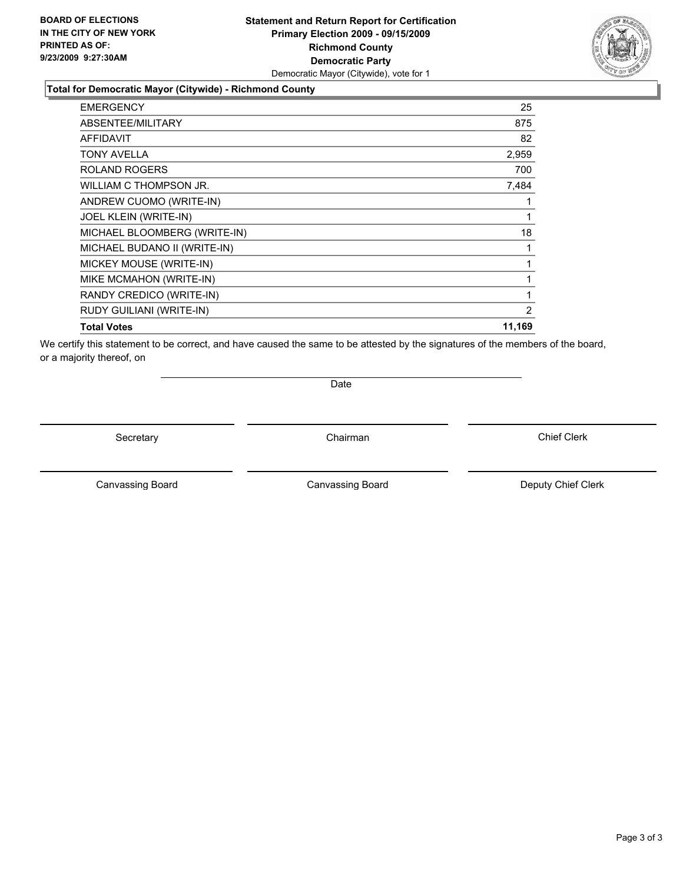**BOARD OF ELECTIONS IN THE CITY OF NEW YORK PRINTED AS OF: 9/23/2009 9:27:30AM**

**Statement and Return Report for Certification**
**Primary Election 2009 - 09/15/2009**
**Richmond County**
**Democratic Party**
Democratic Mayor (Citywide), vote for 1

### Total for Democratic Mayor (Citywide) - Richmond County

| | |
|---|---|
| EMERGENCY | 25 |
| ABSENTEE/MILITARY | 875 |
| AFFIDAVIT | 82 |
| TONY AVELLA | 2,959 |
| ROLAND ROGERS | 700 |
| WILLIAM C THOMPSON JR. | 7,484 |
| ANDREW CUOMO (WRITE-IN) | 1 |
| JOEL KLEIN (WRITE-IN) | 1 |
| MICHAEL BLOOMBERG (WRITE-IN) | 18 |
| MICHAEL BUDANO II (WRITE-IN) | 1 |
| MICKEY MOUSE (WRITE-IN) | 1 |
| MIKE MCMAHON (WRITE-IN) | 1 |
| RANDY CREDICO (WRITE-IN) | 1 |
| RUDY GUILIANI (WRITE-IN) | 2 |
| **Total Votes** | **11,169** |

We certify this statement to be correct, and have caused the same to be attested by the signatures of the members of the board, or a majority thereof, on

Date

Secretary

Chairman

Chief Clerk

Canvassing Board

Canvassing Board

Deputy Chief Clerk